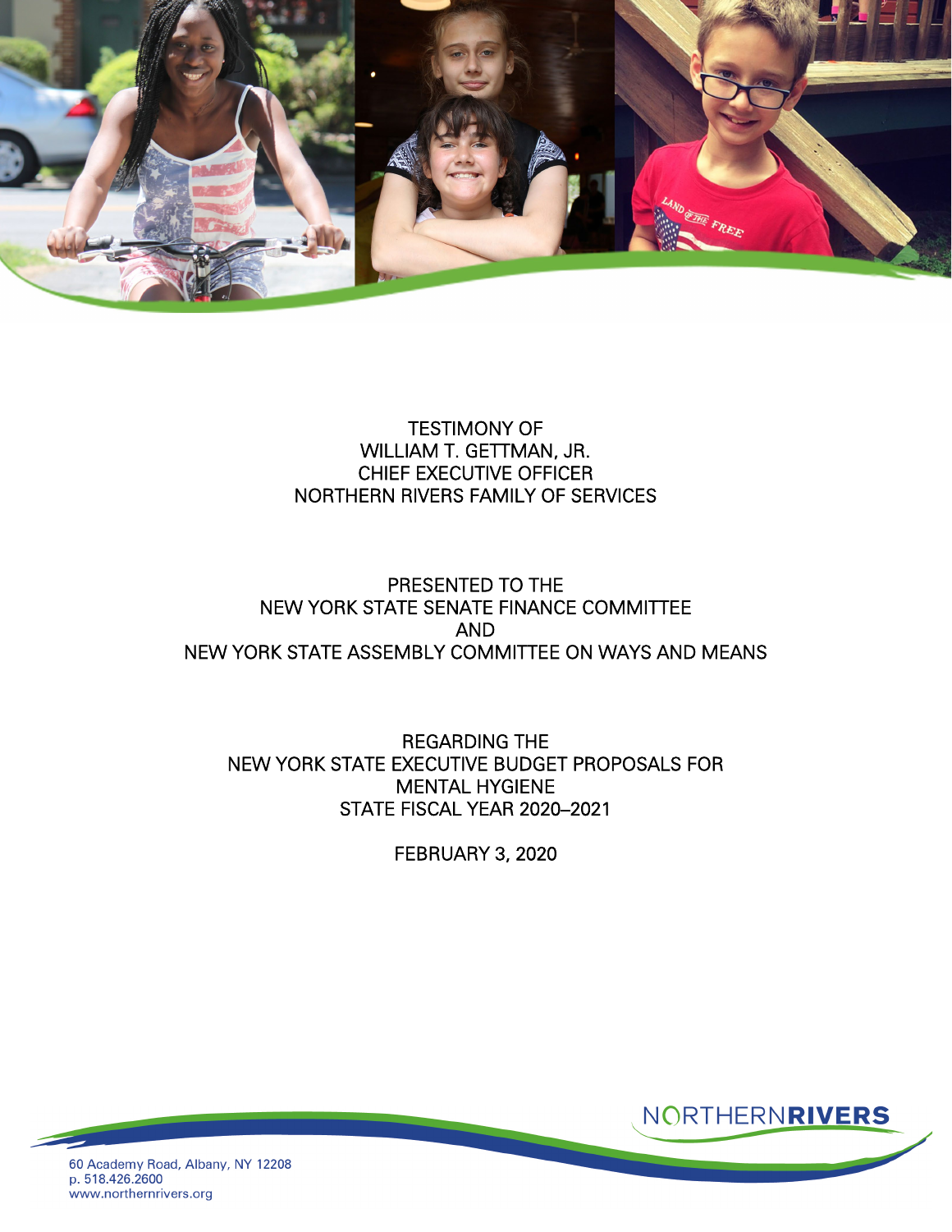TESTIMONY OF
WILLIAM T. GETTMAN, JR.
CHIEF EXECUTIVE OFFICER
NORTHERN RIVERS FAMILY OF SERVICES

PRESENTED TO THE
NEW YORK STATE SENATE FINANCE COMMITTEE
AND
NEW YORK STATE ASSEMBLY COMMITTEE ON WAYS AND MEANS

REGARDING THE
NEW YORK STATE EXECUTIVE BUDGET PROPOSALS FOR
MENTAL HYGIENE
STATE FISCAL YEAR 2020–2021

FEBRUARY 3, 2020

NORTHERNRIVERS

60 Academy Road, Albany, NY 12208
p. 518.426.2600
www.northernrivers.org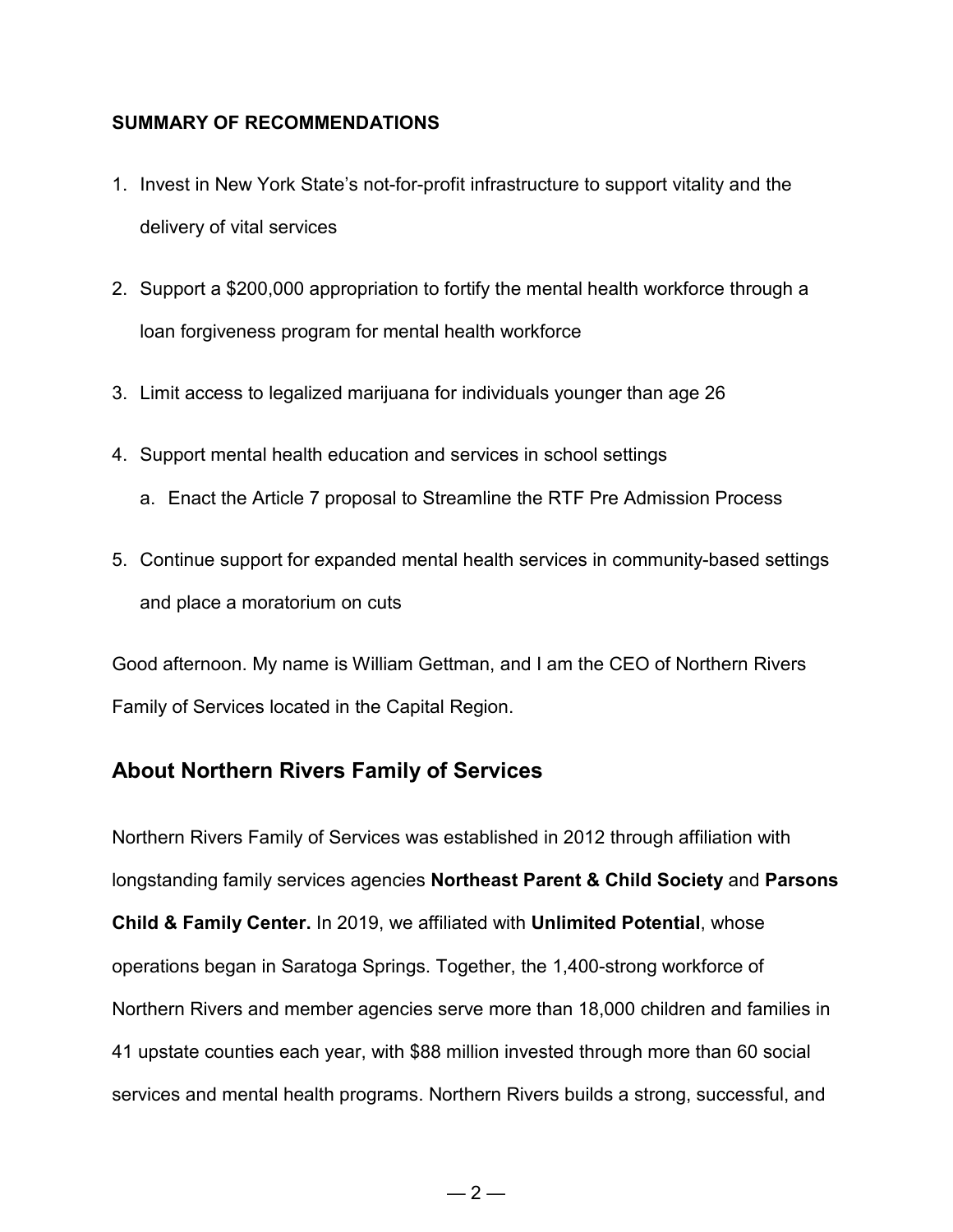**SUMMARY OF RECOMMENDATIONS**

1. Invest in New York State's not-for-profit infrastructure to support vitality and the delivery of vital services
2. Support a $200,000 appropriation to fortify the mental health workforce through a loan forgiveness program for mental health workforce
3. Limit access to legalized marijuana for individuals younger than age 26
4. Support mental health education and services in school settings
   a. Enact the Article 7 proposal to Streamline the RTF Pre Admission Process
5. Continue support for expanded mental health services in community-based settings and place a moratorium on cuts

Good afternoon. My name is William Gettman, and I am the CEO of Northern Rivers Family of Services located in the Capital Region.

## About Northern Rivers Family of Services

Northern Rivers Family of Services was established in 2012 through affiliation with longstanding family services agencies **Northeast Parent & Child Society** and **Parsons Child & Family Center.** In 2019, we affiliated with **Unlimited Potential**, whose operations began in Saratoga Springs. Together, the 1,400-strong workforce of Northern Rivers and member agencies serve more than 18,000 children and families in 41 upstate counties each year, with $88 million invested through more than 60 social services and mental health programs. Northern Rivers builds a strong, successful, and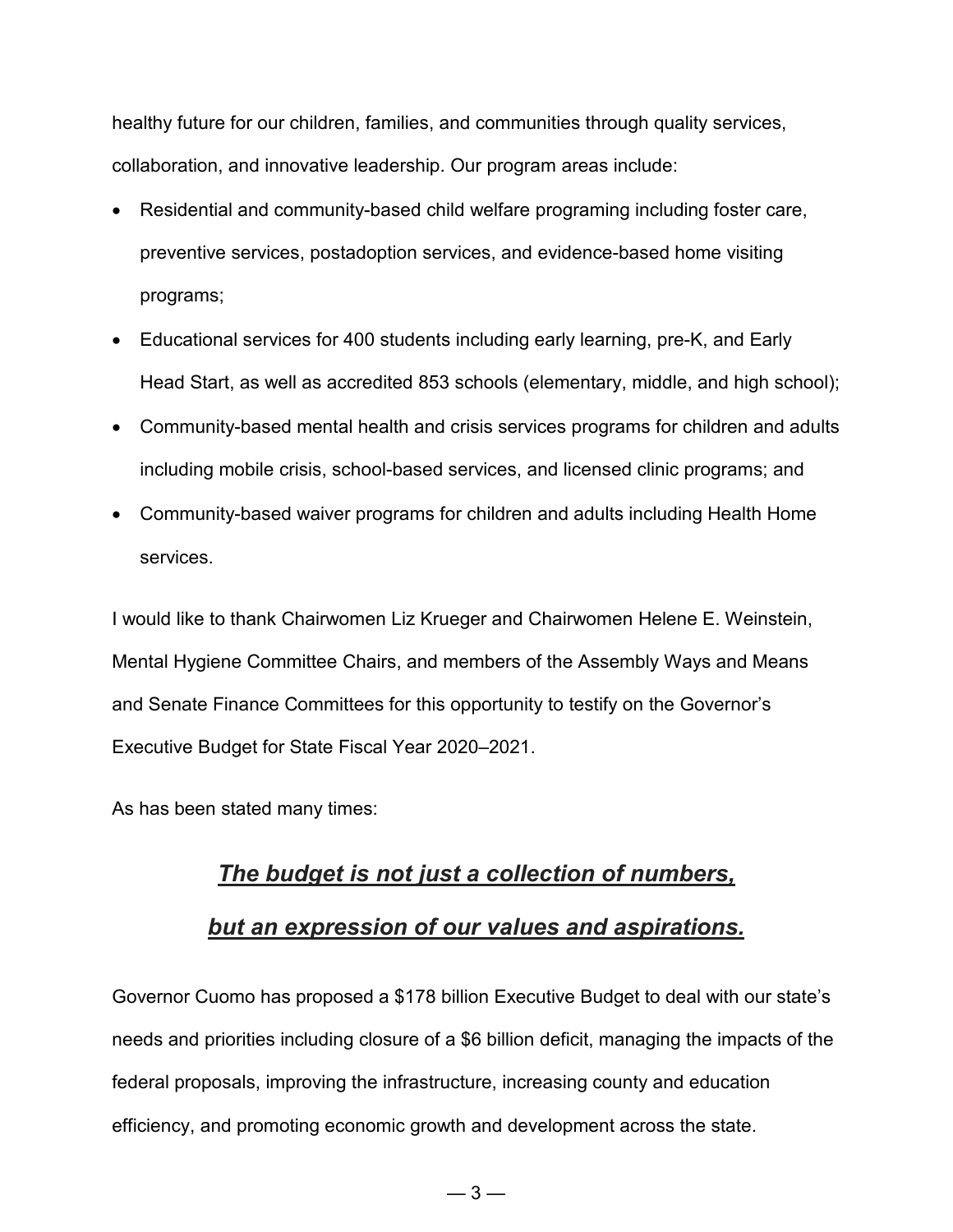healthy future for our children, families, and communities through quality services, collaboration, and innovative leadership. Our program areas include:

- Residential and community-based child welfare programing including foster care, preventive services, postadoption services, and evidence-based home visiting programs;
- Educational services for 400 students including early learning, pre-K, and Early Head Start, as well as accredited 853 schools (elementary, middle, and high school);
- Community-based mental health and crisis services programs for children and adults including mobile crisis, school-based services, and licensed clinic programs; and
- Community-based waiver programs for children and adults including Health Home services.

I would like to thank Chairwomen Liz Krueger and Chairwomen Helene E. Weinstein, Mental Hygiene Committee Chairs, and members of the Assembly Ways and Means and Senate Finance Committees for this opportunity to testify on the Governor's Executive Budget for State Fiscal Year 2020–2021.

As has been stated many times:

***<u>The budget is not just a collection of numbers,</u>***

***<u>but an expression of our values and aspirations.</u>***

Governor Cuomo has proposed a $178 billion Executive Budget to deal with our state's needs and priorities including closure of a $6 billion deficit, managing the impacts of the federal proposals, improving the infrastructure, increasing county and education efficiency, and promoting economic growth and development across the state.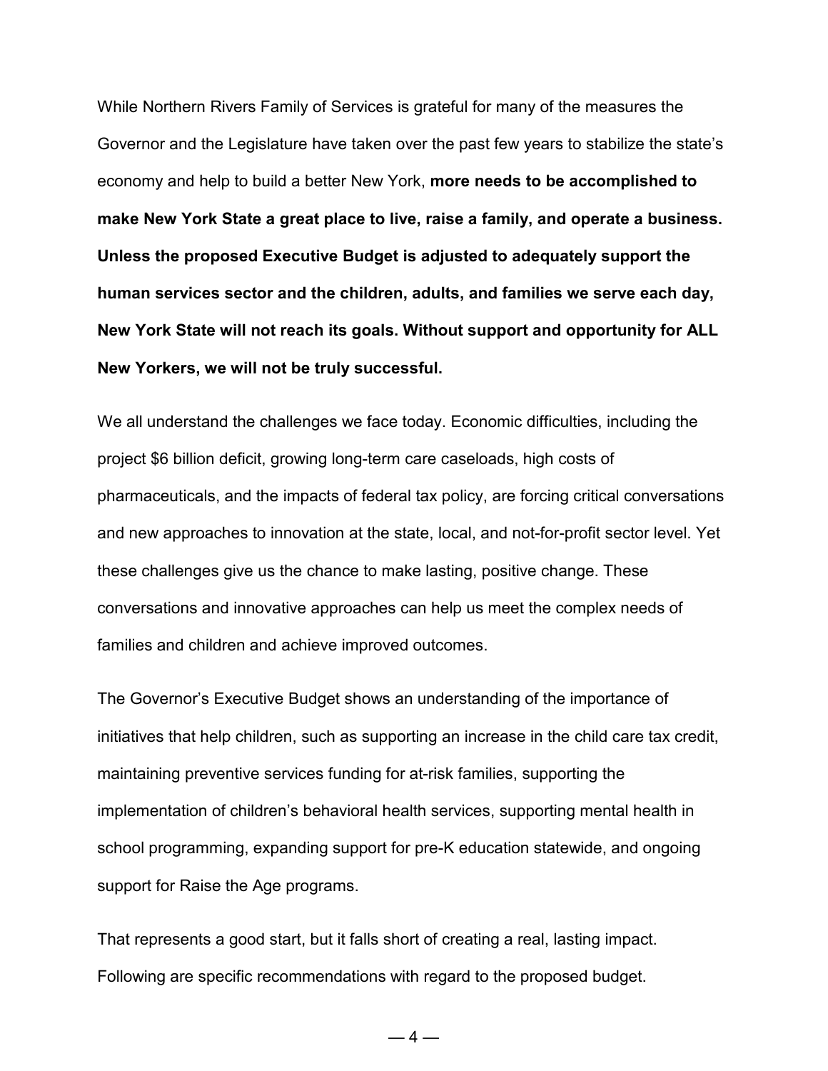While Northern Rivers Family of Services is grateful for many of the measures the Governor and the Legislature have taken over the past few years to stabilize the state's economy and help to build a better New York, **more needs to be accomplished to make New York State a great place to live, raise a family, and operate a business. Unless the proposed Executive Budget is adjusted to adequately support the human services sector and the children, adults, and families we serve each day, New York State will not reach its goals. Without support and opportunity for ALL New Yorkers, we will not be truly successful.**

We all understand the challenges we face today. Economic difficulties, including the project $6 billion deficit, growing long-term care caseloads, high costs of pharmaceuticals, and the impacts of federal tax policy, are forcing critical conversations and new approaches to innovation at the state, local, and not-for-profit sector level. Yet these challenges give us the chance to make lasting, positive change. These conversations and innovative approaches can help us meet the complex needs of families and children and achieve improved outcomes.

The Governor's Executive Budget shows an understanding of the importance of initiatives that help children, such as supporting an increase in the child care tax credit, maintaining preventive services funding for at-risk families, supporting the implementation of children's behavioral health services, supporting mental health in school programming, expanding support for pre-K education statewide, and ongoing support for Raise the Age programs.

That represents a good start, but it falls short of creating a real, lasting impact. Following are specific recommendations with regard to the proposed budget.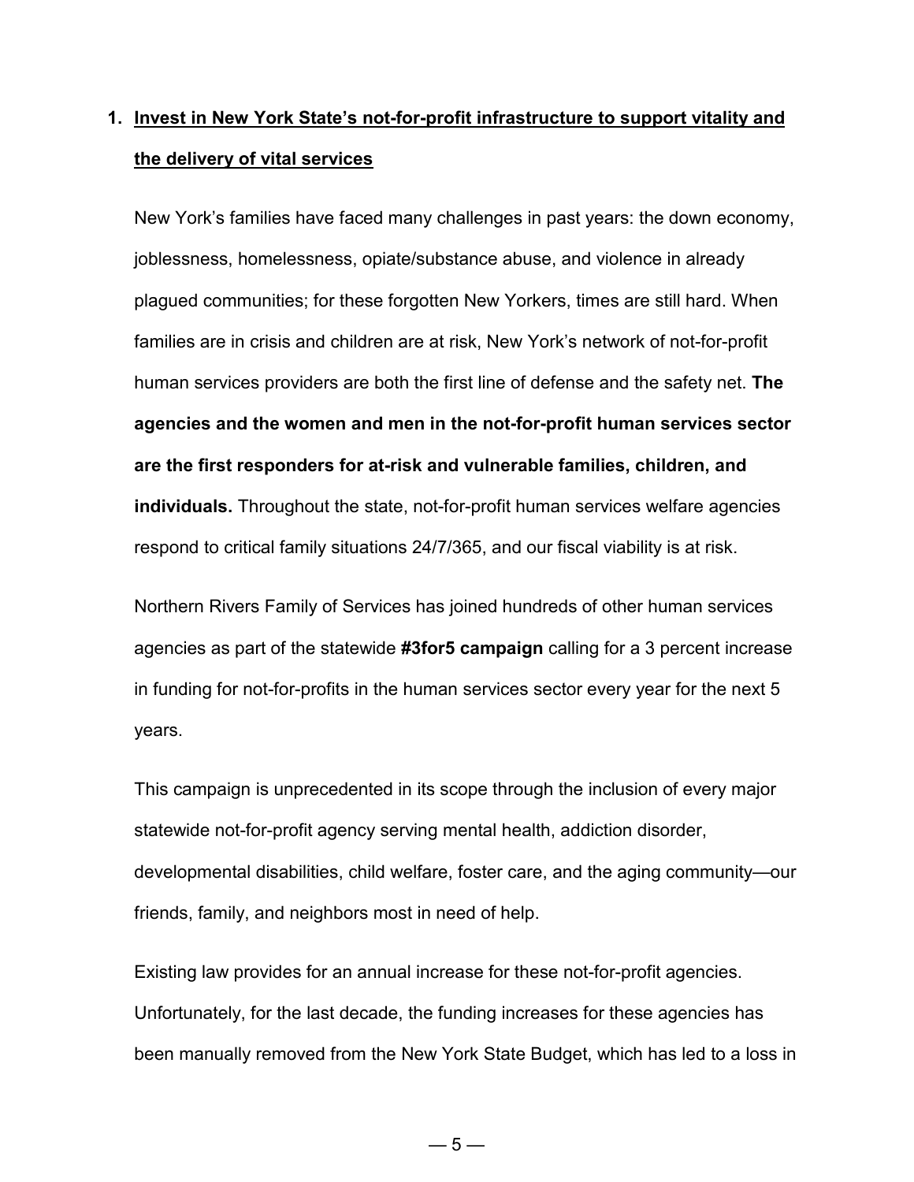1. **<u>Invest in New York State's not-for-profit infrastructure to support vitality and the delivery of vital services</u>**

   New York's families have faced many challenges in past years: the down economy, joblessness, homelessness, opiate/substance abuse, and violence in already plagued communities; for these forgotten New Yorkers, times are still hard. When families are in crisis and children are at risk, New York's network of not-for-profit human services providers are both the first line of defense and the safety net. **The agencies and the women and men in the not-for-profit human services sector are the first responders for at-risk and vulnerable families, children, and individuals.** Throughout the state, not-for-profit human services welfare agencies respond to critical family situations 24/7/365, and our fiscal viability is at risk.

   Northern Rivers Family of Services has joined hundreds of other human services agencies as part of the statewide **#3for5 campaign** calling for a 3 percent increase in funding for not-for-profits in the human services sector every year for the next 5 years.

   This campaign is unprecedented in its scope through the inclusion of every major statewide not-for-profit agency serving mental health, addiction disorder, developmental disabilities, child welfare, foster care, and the aging community—our friends, family, and neighbors most in need of help.

   Existing law provides for an annual increase for these not-for-profit agencies. Unfortunately, for the last decade, the funding increases for these agencies has been manually removed from the New York State Budget, which has led to a loss in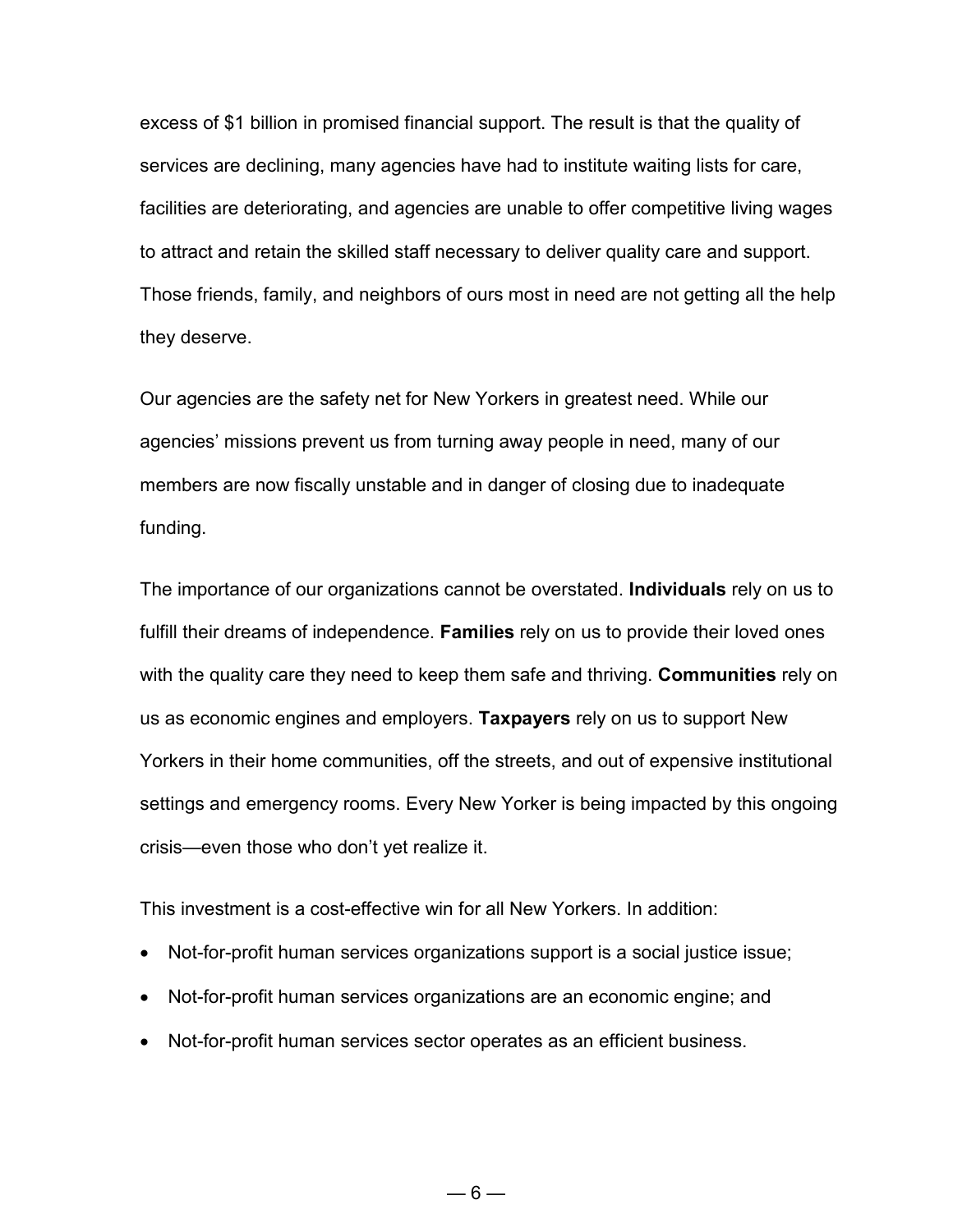excess of $1 billion in promised financial support. The result is that the quality of services are declining, many agencies have had to institute waiting lists for care, facilities are deteriorating, and agencies are unable to offer competitive living wages to attract and retain the skilled staff necessary to deliver quality care and support. Those friends, family, and neighbors of ours most in need are not getting all the help they deserve.

Our agencies are the safety net for New Yorkers in greatest need. While our agencies' missions prevent us from turning away people in need, many of our members are now fiscally unstable and in danger of closing due to inadequate funding.

The importance of our organizations cannot be overstated. **Individuals** rely on us to fulfill their dreams of independence. **Families** rely on us to provide their loved ones with the quality care they need to keep them safe and thriving. **Communities** rely on us as economic engines and employers. **Taxpayers** rely on us to support New Yorkers in their home communities, off the streets, and out of expensive institutional settings and emergency rooms. Every New Yorker is being impacted by this ongoing crisis—even those who don't yet realize it.

This investment is a cost-effective win for all New Yorkers. In addition:

- Not-for-profit human services organizations support is a social justice issue;
- Not-for-profit human services organizations are an economic engine; and
- Not-for-profit human services sector operates as an efficient business.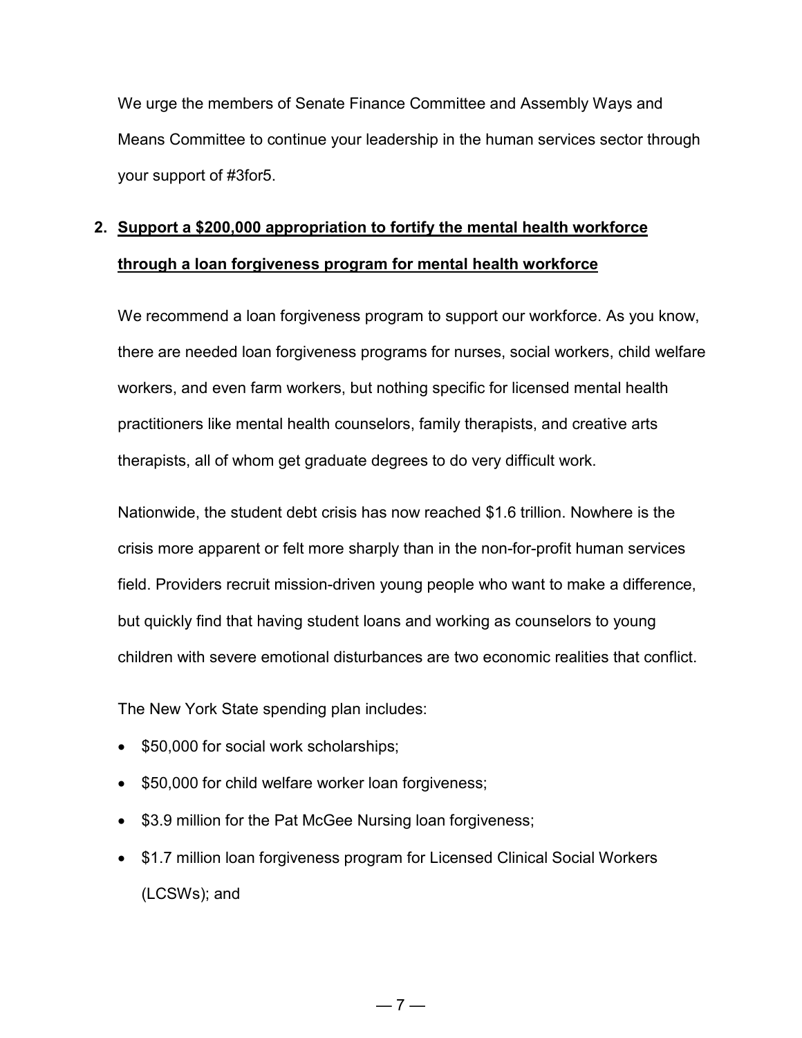We urge the members of Senate Finance Committee and Assembly Ways and Means Committee to continue your leadership in the human services sector through your support of #3for5.

2. **<u>Support a $200,000 appropriation to fortify the mental health workforce through a loan forgiveness program for mental health workforce</u>**

We recommend a loan forgiveness program to support our workforce. As you know, there are needed loan forgiveness programs for nurses, social workers, child welfare workers, and even farm workers, but nothing specific for licensed mental health practitioners like mental health counselors, family therapists, and creative arts therapists, all of whom get graduate degrees to do very difficult work.

Nationwide, the student debt crisis has now reached $1.6 trillion. Nowhere is the crisis more apparent or felt more sharply than in the non-for-profit human services field. Providers recruit mission-driven young people who want to make a difference, but quickly find that having student loans and working as counselors to young children with severe emotional disturbances are two economic realities that conflict.

The New York State spending plan includes:

- $50,000 for social work scholarships;
- $50,000 for child welfare worker loan forgiveness;
- $3.9 million for the Pat McGee Nursing loan forgiveness;
- $1.7 million loan forgiveness program for Licensed Clinical Social Workers (LCSWs); and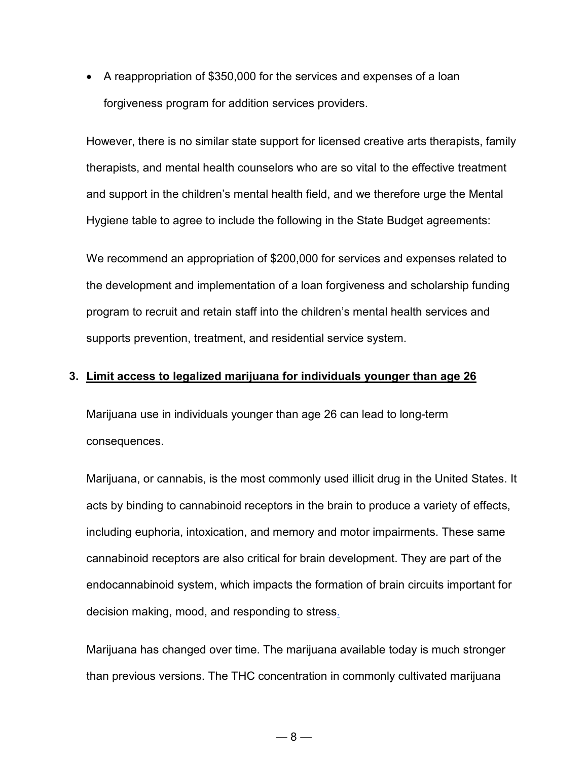- A reappropriation of $350,000 for the services and expenses of a loan forgiveness program for addition services providers.

However, there is no similar state support for licensed creative arts therapists, family therapists, and mental health counselors who are so vital to the effective treatment and support in the children's mental health field, and we therefore urge the Mental Hygiene table to agree to include the following in the State Budget agreements:

We recommend an appropriation of $200,000 for services and expenses related to the development and implementation of a loan forgiveness and scholarship funding program to recruit and retain staff into the children's mental health services and supports prevention, treatment, and residential service system.

**3. <u>Limit access to legalized marijuana for individuals younger than age 26</u>**

Marijuana use in individuals younger than age 26 can lead to long-term consequences.

Marijuana, or cannabis, is the most commonly used illicit drug in the United States. It acts by binding to cannabinoid receptors in the brain to produce a variety of effects, including euphoria, intoxication, and memory and motor impairments. These same cannabinoid receptors are also critical for brain development. They are part of the endocannabinoid system, which impacts the formation of brain circuits important for decision making, mood, and responding to stress.

Marijuana has changed over time. The marijuana available today is much stronger than previous versions. The THC concentration in commonly cultivated marijuana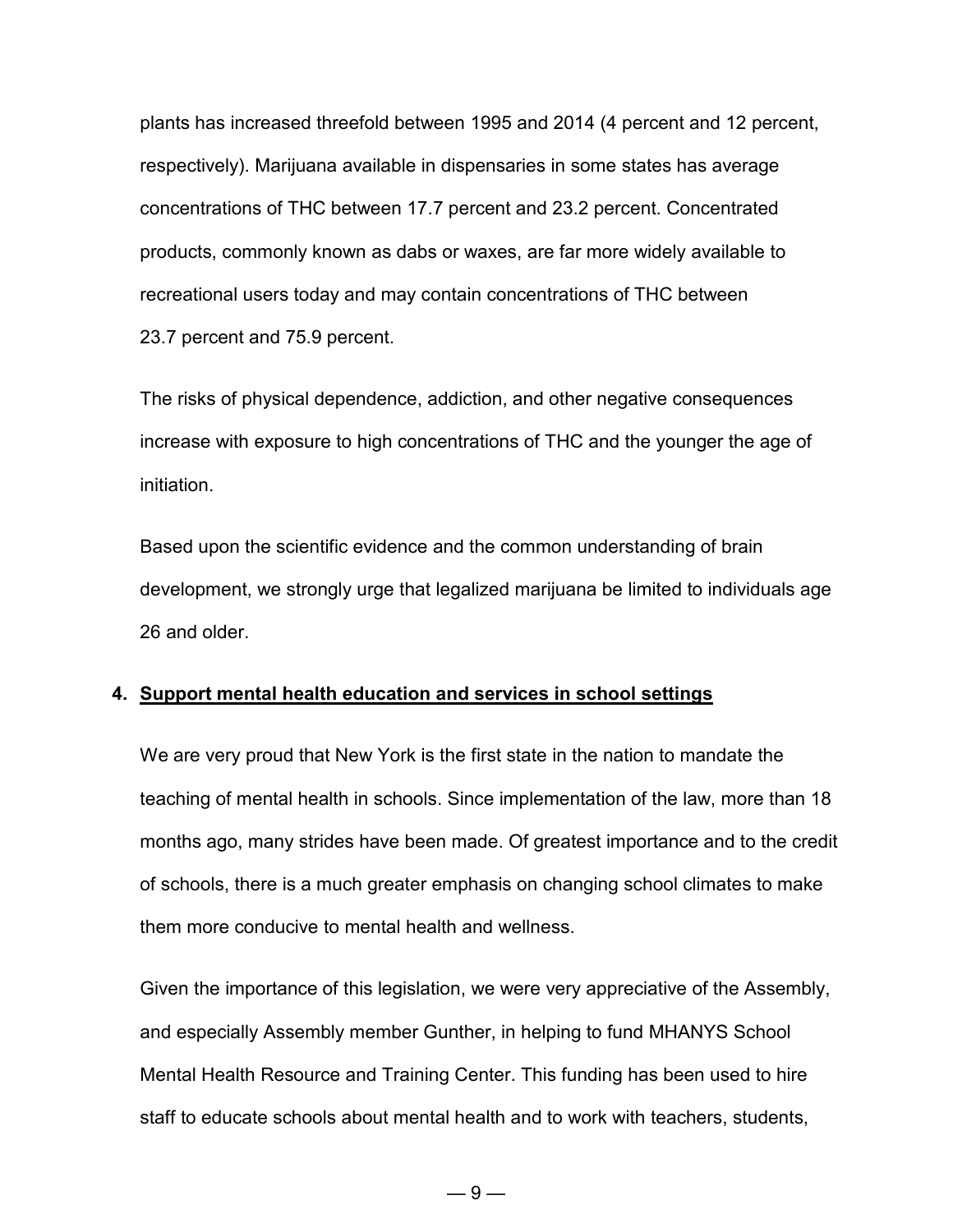plants has increased threefold between 1995 and 2014 (4 percent and 12 percent, respectively). Marijuana available in dispensaries in some states has average concentrations of THC between 17.7 percent and 23.2 percent. Concentrated products, commonly known as dabs or waxes, are far more widely available to recreational users today and may contain concentrations of THC between 23.7 percent and 75.9 percent.

The risks of physical dependence, addiction, and other negative consequences increase with exposure to high concentrations of THC and the younger the age of initiation.

Based upon the scientific evidence and the common understanding of brain development, we strongly urge that legalized marijuana be limited to individuals age 26 and older.

**4. <u>Support mental health education and services in school settings</u>**

We are very proud that New York is the first state in the nation to mandate the teaching of mental health in schools. Since implementation of the law, more than 18 months ago, many strides have been made. Of greatest importance and to the credit of schools, there is a much greater emphasis on changing school climates to make them more conducive to mental health and wellness.

Given the importance of this legislation, we were very appreciative of the Assembly, and especially Assembly member Gunther, in helping to fund MHANYS School Mental Health Resource and Training Center. This funding has been used to hire staff to educate schools about mental health and to work with teachers, students,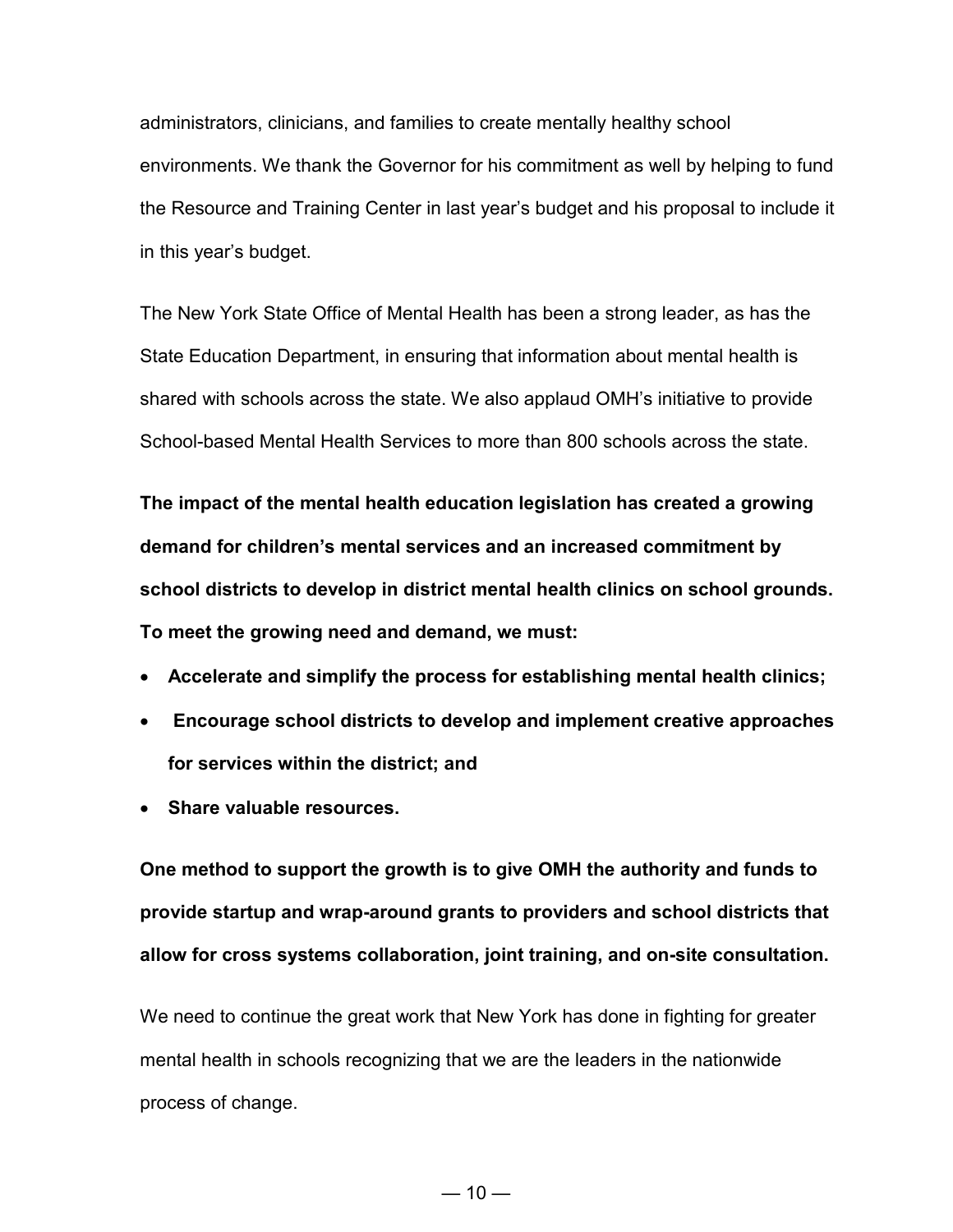administrators, clinicians, and families to create mentally healthy school environments. We thank the Governor for his commitment as well by helping to fund the Resource and Training Center in last year's budget and his proposal to include it in this year's budget.

The New York State Office of Mental Health has been a strong leader, as has the State Education Department, in ensuring that information about mental health is shared with schools across the state. We also applaud OMH's initiative to provide School-based Mental Health Services to more than 800 schools across the state.

**The impact of the mental health education legislation has created a growing demand for children's mental services and an increased commitment by school districts to develop in district mental health clinics on school grounds. To meet the growing need and demand, we must:**

- **Accelerate and simplify the process for establishing mental health clinics;**
- **Encourage school districts to develop and implement creative approaches for services within the district; and**
- **Share valuable resources.**

**One method to support the growth is to give OMH the authority and funds to provide startup and wrap-around grants to providers and school districts that allow for cross systems collaboration, joint training, and on-site consultation.**

We need to continue the great work that New York has done in fighting for greater mental health in schools recognizing that we are the leaders in the nationwide process of change.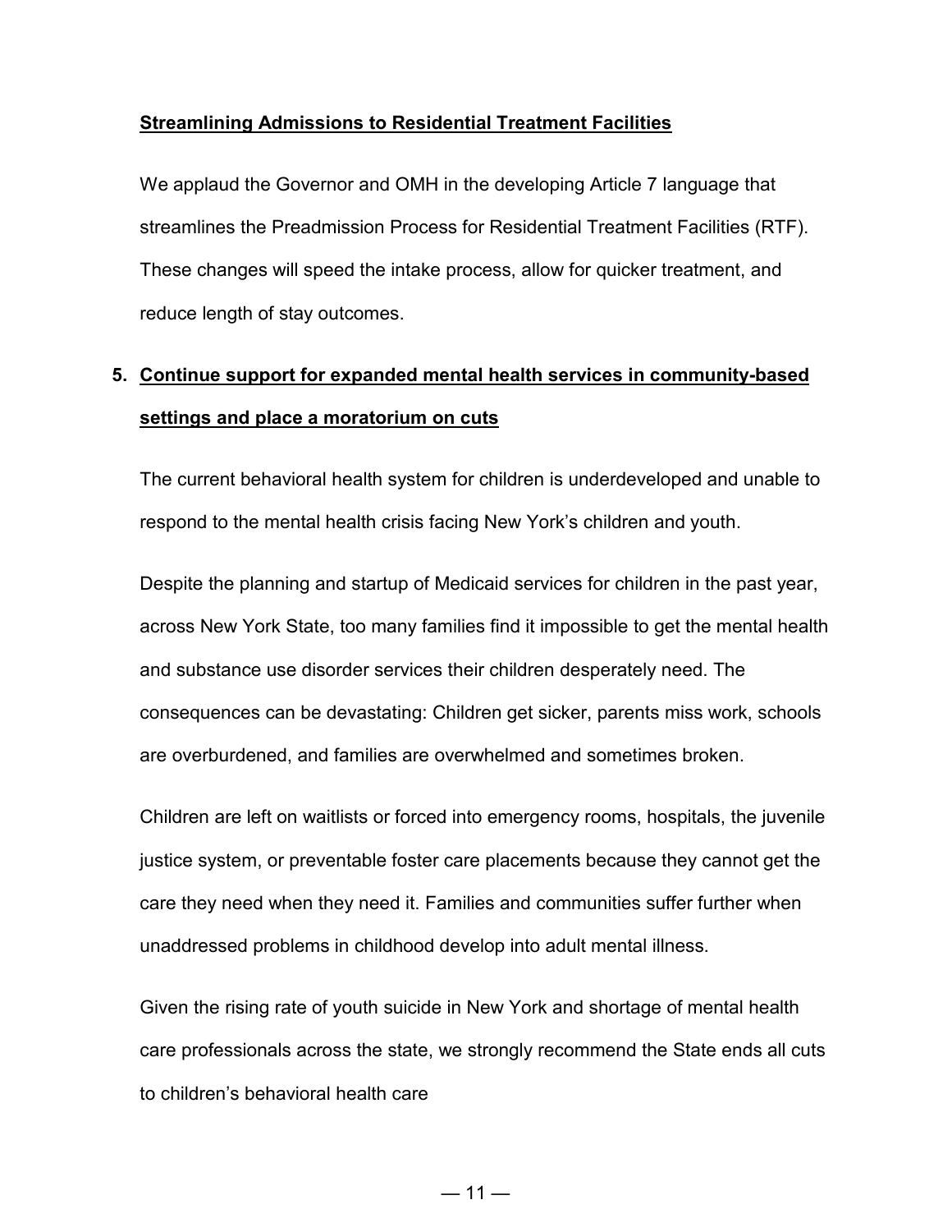**Streamlining Admissions to Residential Treatment Facilities**

We applaud the Governor and OMH in the developing Article 7 language that streamlines the Preadmission Process for Residential Treatment Facilities (RTF). These changes will speed the intake process, allow for quicker treatment, and reduce length of stay outcomes.

5. **Continue support for expanded mental health services in community-based settings and place a moratorium on cuts**

The current behavioral health system for children is underdeveloped and unable to respond to the mental health crisis facing New York's children and youth.

Despite the planning and startup of Medicaid services for children in the past year, across New York State, too many families find it impossible to get the mental health and substance use disorder services their children desperately need. The consequences can be devastating: Children get sicker, parents miss work, schools are overburdened, and families are overwhelmed and sometimes broken.

Children are left on waitlists or forced into emergency rooms, hospitals, the juvenile justice system, or preventable foster care placements because they cannot get the care they need when they need it. Families and communities suffer further when unaddressed problems in childhood develop into adult mental illness.

Given the rising rate of youth suicide in New York and shortage of mental health care professionals across the state, we strongly recommend the State ends all cuts to children's behavioral health care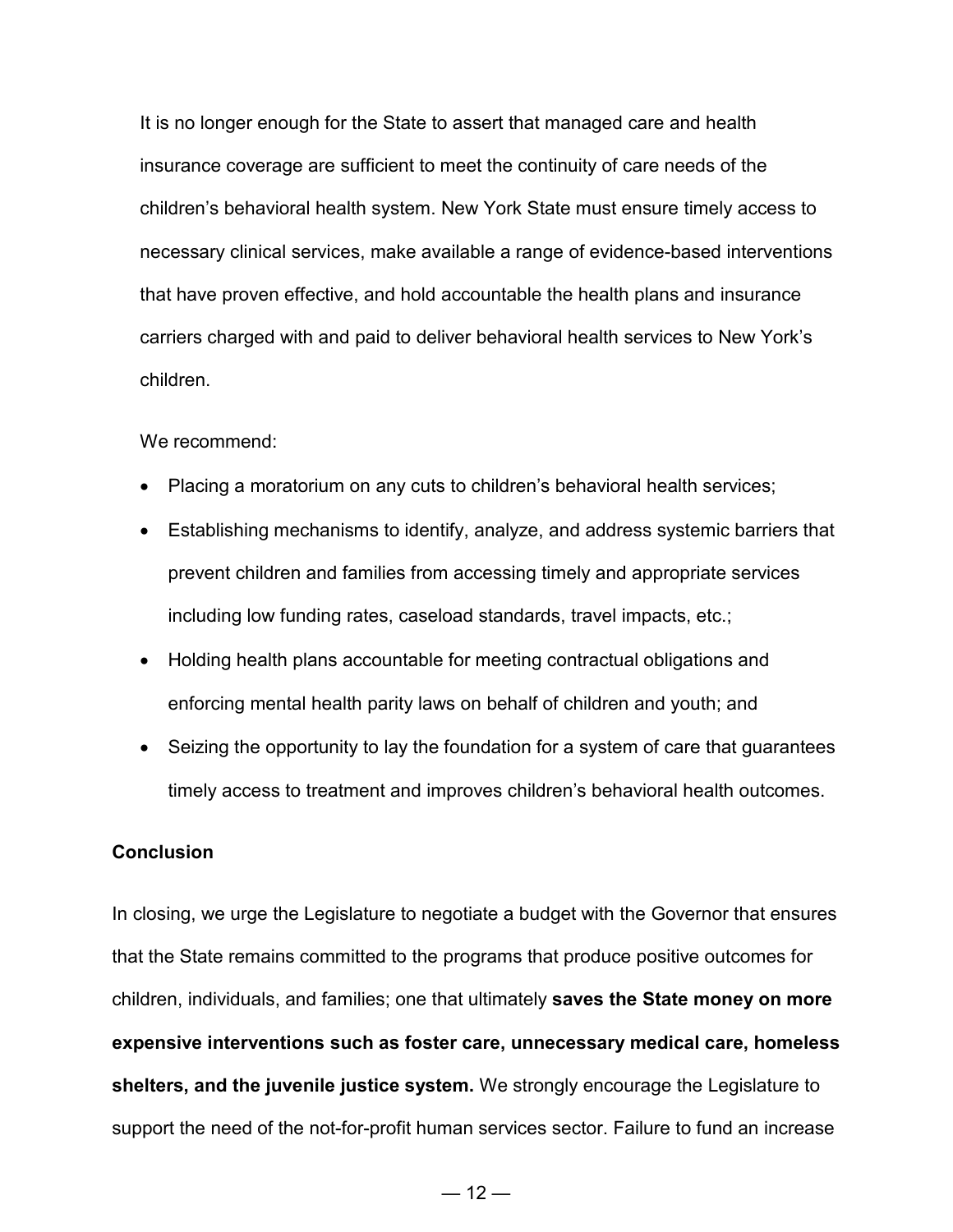It is no longer enough for the State to assert that managed care and health insurance coverage are sufficient to meet the continuity of care needs of the children's behavioral health system. New York State must ensure timely access to necessary clinical services, make available a range of evidence-based interventions that have proven effective, and hold accountable the health plans and insurance carriers charged with and paid to deliver behavioral health services to New York's children.

We recommend:

- Placing a moratorium on any cuts to children's behavioral health services;
- Establishing mechanisms to identify, analyze, and address systemic barriers that prevent children and families from accessing timely and appropriate services including low funding rates, caseload standards, travel impacts, etc.;
- Holding health plans accountable for meeting contractual obligations and enforcing mental health parity laws on behalf of children and youth; and
- Seizing the opportunity to lay the foundation for a system of care that guarantees timely access to treatment and improves children's behavioral health outcomes.

**Conclusion**

In closing, we urge the Legislature to negotiate a budget with the Governor that ensures that the State remains committed to the programs that produce positive outcomes for children, individuals, and families; one that ultimately **saves the State money on more expensive interventions such as foster care, unnecessary medical care, homeless shelters, and the juvenile justice system.** We strongly encourage the Legislature to support the need of the not-for-profit human services sector. Failure to fund an increase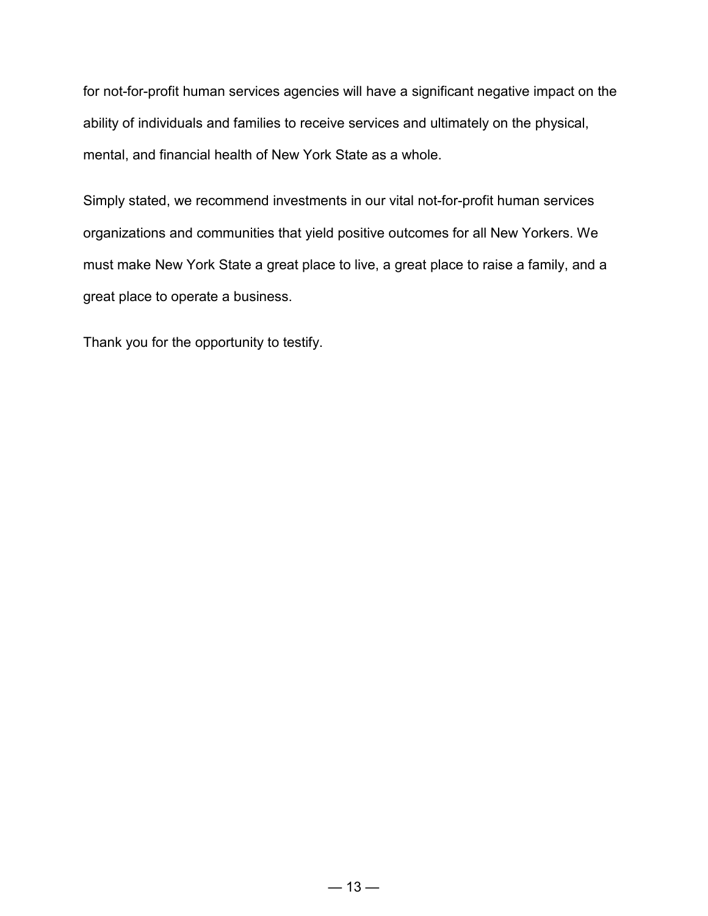for not-for-profit human services agencies will have a significant negative impact on the ability of individuals and families to receive services and ultimately on the physical, mental, and financial health of New York State as a whole.

Simply stated, we recommend investments in our vital not-for-profit human services organizations and communities that yield positive outcomes for all New Yorkers. We must make New York State a great place to live, a great place to raise a family, and a great place to operate a business.

Thank you for the opportunity to testify.